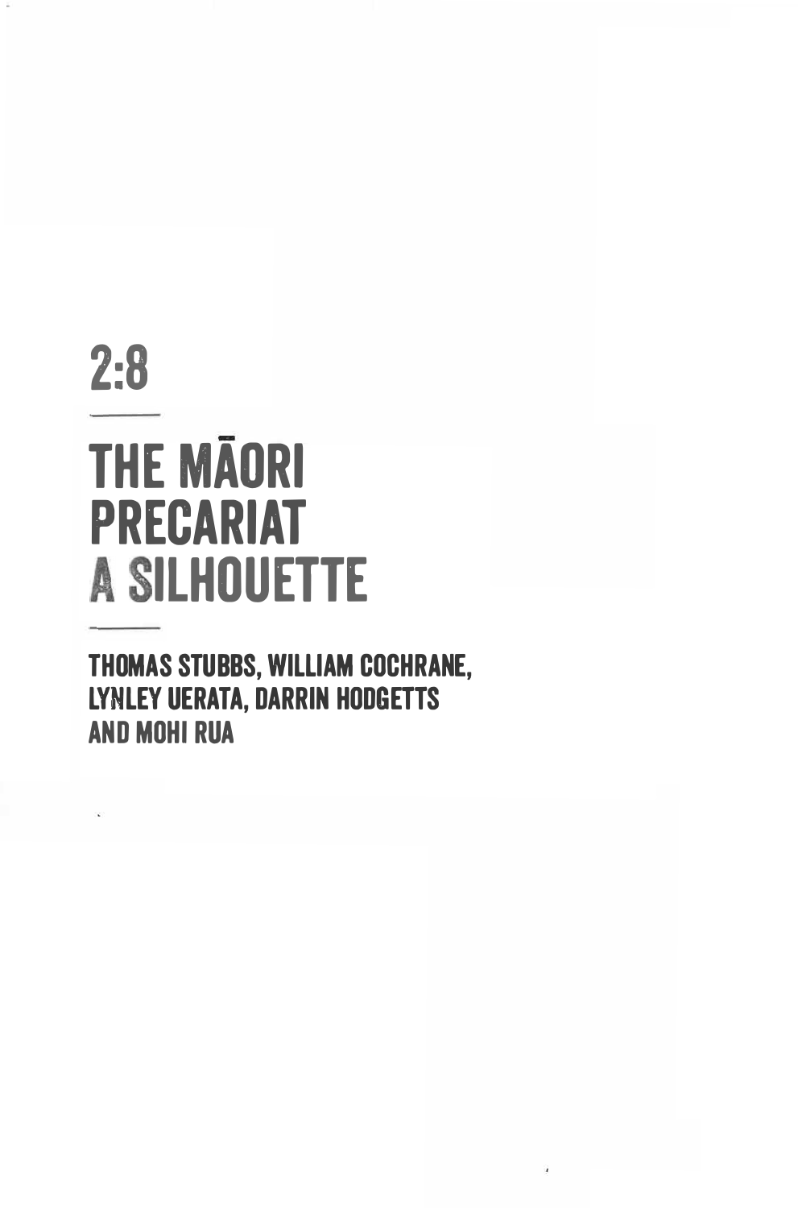# 2:8

# THE MĀORI PRECARIAT A SILHOUETTE

**THOMAS STUBBS, WILLIAM COCHRANE, LYNLEY UERATA, DARRIN HODGETTS AND MOHI RUA**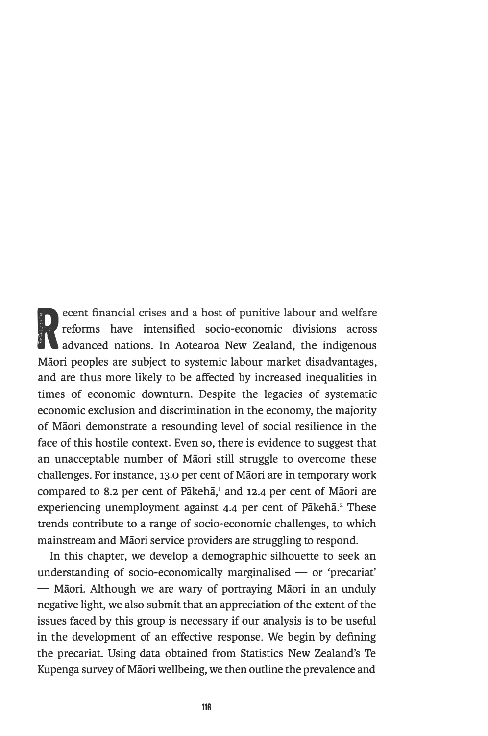Recent financial crises and a host of punitive labour and welfare reforms have intensified socio-economic divisions across advanced nations. In Aotearoa New Zealand, the indigenous Māori peoples are subject to systemic labour market disadvantages, and are thus more likely to be affected by increased inequalities in times of economic downturn. Despite the legacies of systematic economic exclusion and discrimination in the economy, the majority of Māori demonstrate a resounding level of social resilience in the face of this hostile context. Even so, there is evidence to suggest that an unacceptable number of Māori still struggle to overcome these challenges. For instance, 13.0 per cent of Māori are in temporary work compared to 8.2 per cent of Pākehā,[1] and 12.4 per cent of Māori are experiencing unemployment against 4.4 per cent of Pākehā.[2] These trends contribute to a range of socio-economic challenges, to which mainstream and Māori service providers are struggling to respond.

In this chapter, we develop a demographic silhouette to seek an understanding of socio-economically marginalised — or 'precariat' — Māori. Although we are wary of portraying Māori in an unduly negative light, we also submit that an appreciation of the extent of the issues faced by this group is necessary if our analysis is to be useful in the development of an effective response. We begin by defining the precariat. Using data obtained from Statistics New Zealand's Te Kupenga survey of Māori wellbeing, we then outline the prevalence and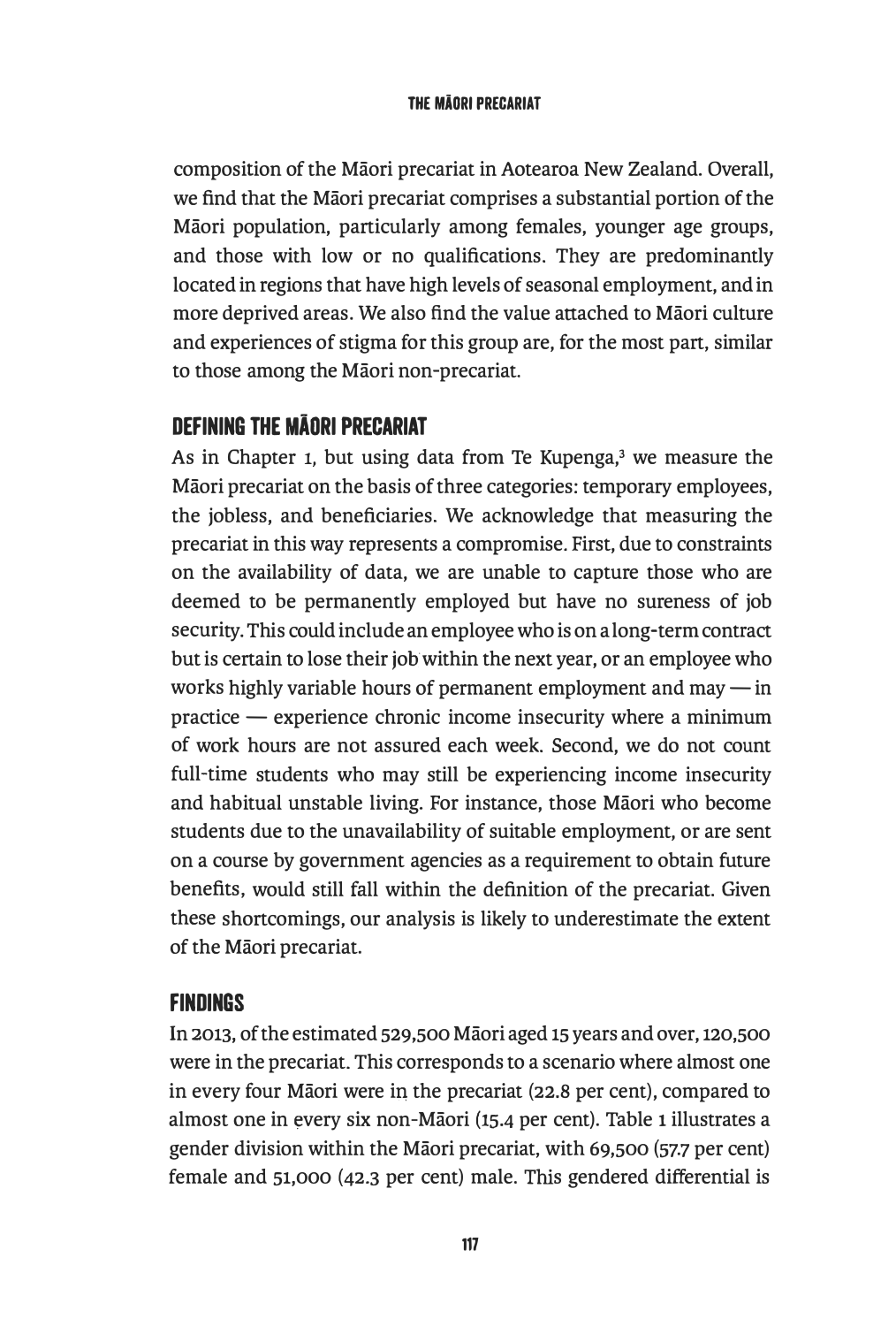composition of the Māori precariat in Aotearoa New Zealand. Overall, we find that the Māori precariat comprises a substantial portion of the Māori population, particularly among females, younger age groups, and those with low or no qualifications. They are predominantly located in regions that have high levels of seasonal employment, and in more deprived areas. We also find the value attached to Māori culture and experiences of stigma for this group are, for the most part, similar to those among the Māori non-precariat.

## DEFINING THE MĀORI PRECARIAT

As in Chapter 1, but using data from Te Kupenga,[3] we measure the Māori precariat on the basis of three categories: temporary employees, the jobless, and beneficiaries. We acknowledge that measuring the precariat in this way represents a compromise. First, due to constraints on the availability of data, we are unable to capture those who are deemed to be permanently employed but have no sureness of job security. This could include an employee who is on a long-term contract but is certain to lose their job within the next year, or an employee who works highly variable hours of permanent employment and may — in practice — experience chronic income insecurity where a minimum of work hours are not assured each week. Second, we do not count full-time students who may still be experiencing income insecurity and habitual unstable living. For instance, those Māori who become students due to the unavailability of suitable employment, or are sent on a course by government agencies as a requirement to obtain future benefits, would still fall within the definition of the precariat. Given these shortcomings, our analysis is likely to underestimate the extent of the Māori precariat.

## FINDINGS

In 2013, of the estimated 529,500 Māori aged 15 years and over, 120,500 were in the precariat. This corresponds to a scenario where almost one in every four Māori were in the precariat (22.8 per cent), compared to almost one in every six non-Māori (15.4 per cent). Table 1 illustrates a gender division within the Māori precariat, with 69,500 (57.7 per cent) female and 51,000 (42.3 per cent) male. This gendered differential is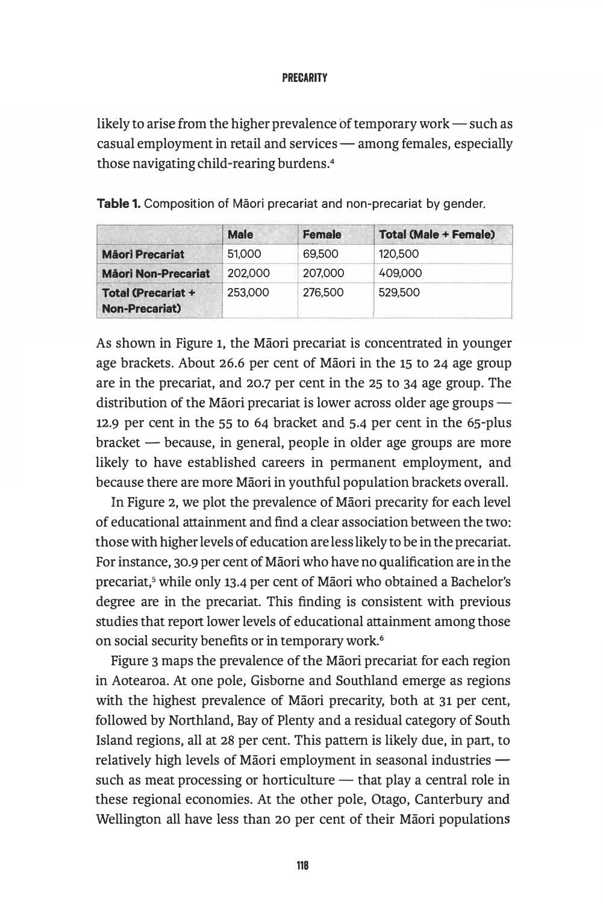likely to arise from the higher prevalence of temporary work — such as casual employment in retail and services — among females, especially those navigating child-rearing burdens.[4]

**Table 1.** Composition of Māori precariat and non-precariat by gender.

| | Male | Female | Total (Male + Female) |
|---|---|---|---|
| **Māori Precariat** | 51,000 | 69,500 | 120,500 |
| **Māori Non-Precariat** | 202,000 | 207,000 | 409,000 |
| **Total (Precariat + Non-Precariat)** | 253,000 | 276,500 | 529,500 |

As shown in Figure 1, the Māori precariat is concentrated in younger age brackets. About 26.6 per cent of Māori in the 15 to 24 age group are in the precariat, and 20.7 per cent in the 25 to 34 age group. The distribution of the Māori precariat is lower across older age groups — 12.9 per cent in the 55 to 64 bracket and 5.4 per cent in the 65-plus bracket — because, in general, people in older age groups are more likely to have established careers in permanent employment, and because there are more Māori in youthful population brackets overall.

In Figure 2, we plot the prevalence of Māori precarity for each level of educational attainment and find a clear association between the two: those with higher levels of education are less likely to be in the precariat. For instance, 30.9 per cent of Māori who have no qualification are in the precariat,[5] while only 13.4 per cent of Māori who obtained a Bachelor's degree are in the precariat. This finding is consistent with previous studies that report lower levels of educational attainment among those on social security benefits or in temporary work.[6]

Figure 3 maps the prevalence of the Māori precariat for each region in Aotearoa. At one pole, Gisborne and Southland emerge as regions with the highest prevalence of Māori precarity, both at 31 per cent, followed by Northland, Bay of Plenty and a residual category of South Island regions, all at 28 per cent. This pattern is likely due, in part, to relatively high levels of Māori employment in seasonal industries — such as meat processing or horticulture — that play a central role in these regional economies. At the other pole, Otago, Canterbury and Wellington all have less than 20 per cent of their Māori populations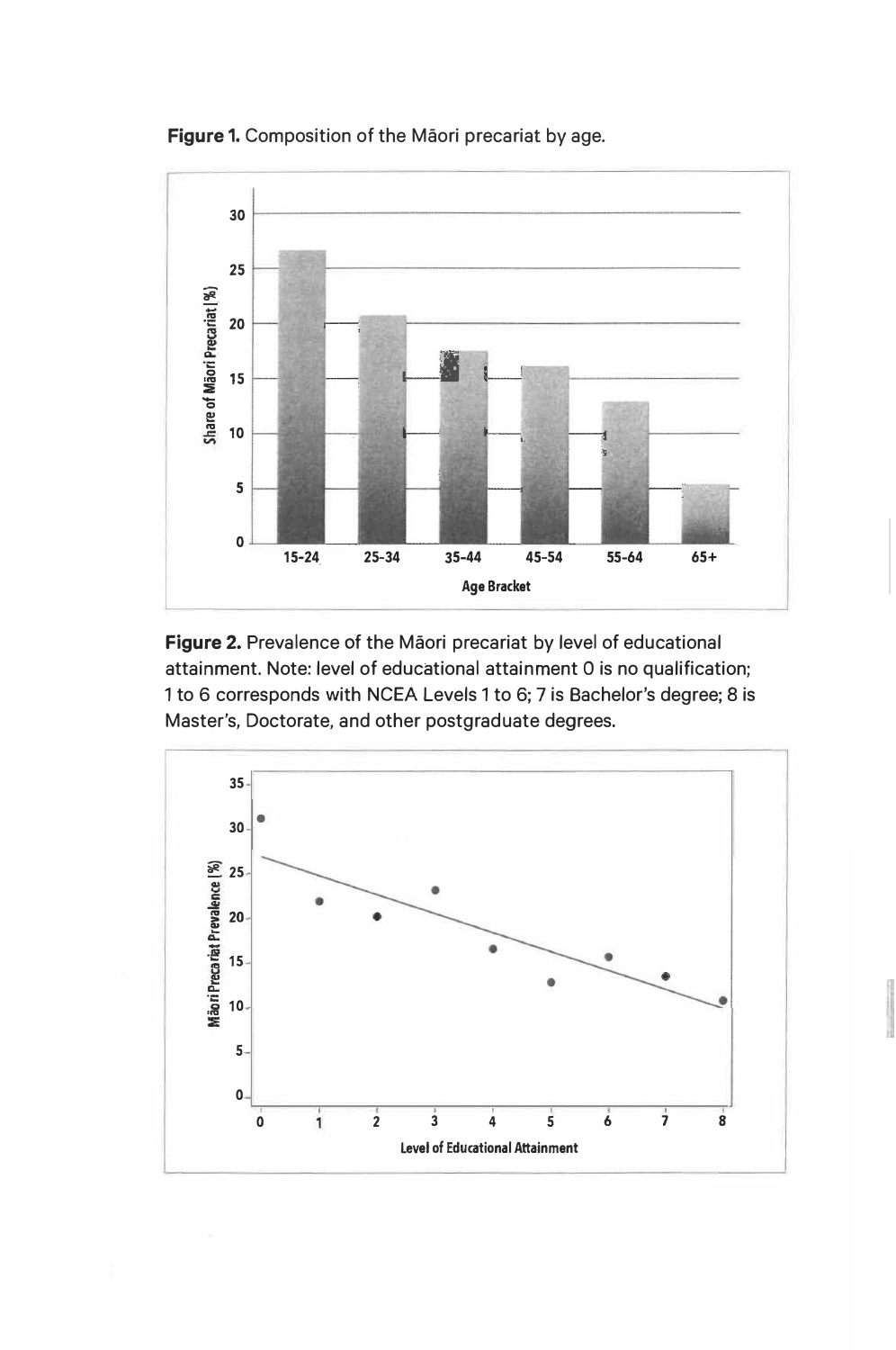**Figure 1.** Composition of the Māori precariat by age.

**Figure 2.** Prevalence of the Māori precariat by level of educational attainment. Note: level of educational attainment 0 is no qualification; 1 to 6 corresponds with NCEA Levels 1 to 6; 7 is Bachelor's degree; 8 is Master's, Doctorate, and other postgraduate degrees.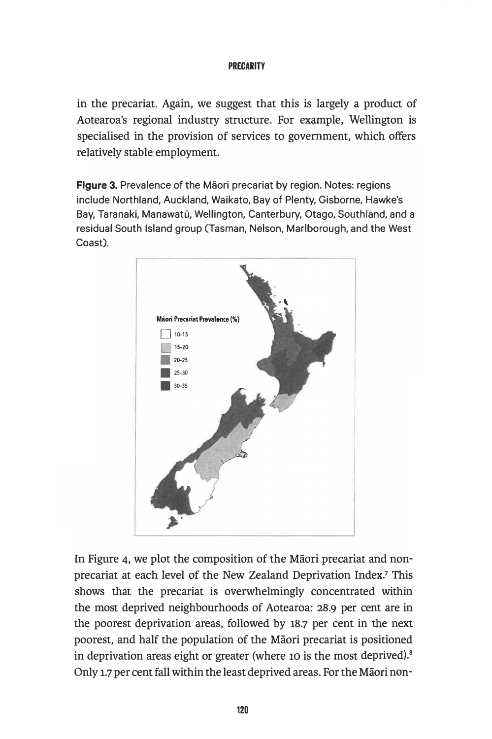in the precariat. Again, we suggest that this is largely a product of Aotearoa's regional industry structure. For example, Wellington is specialised in the provision of services to government, which offers relatively stable employment.

**Figure 3.** Prevalence of the Māori precariat by region. Notes: regions include Northland, Auckland, Waikato, Bay of Plenty, Gisborne, Hawke's Bay, Taranaki, Manawatū, Wellington, Canterbury, Otago, Southland, and a residual South Island group (Tasman, Nelson, Marlborough, and the West Coast).

In Figure 4, we plot the composition of the Māori precariat and non-precariat at each level of the New Zealand Deprivation Index.[7] This shows that the precariat is overwhelmingly concentrated within the most deprived neighbourhoods of Aotearoa: 28.9 per cent are in the poorest deprivation areas, followed by 18.7 per cent in the next poorest, and half the population of the Māori precariat is positioned in deprivation areas eight or greater (where 10 is the most deprived).[8] Only 1.7 per cent fall within the least deprived areas. For the Māori non-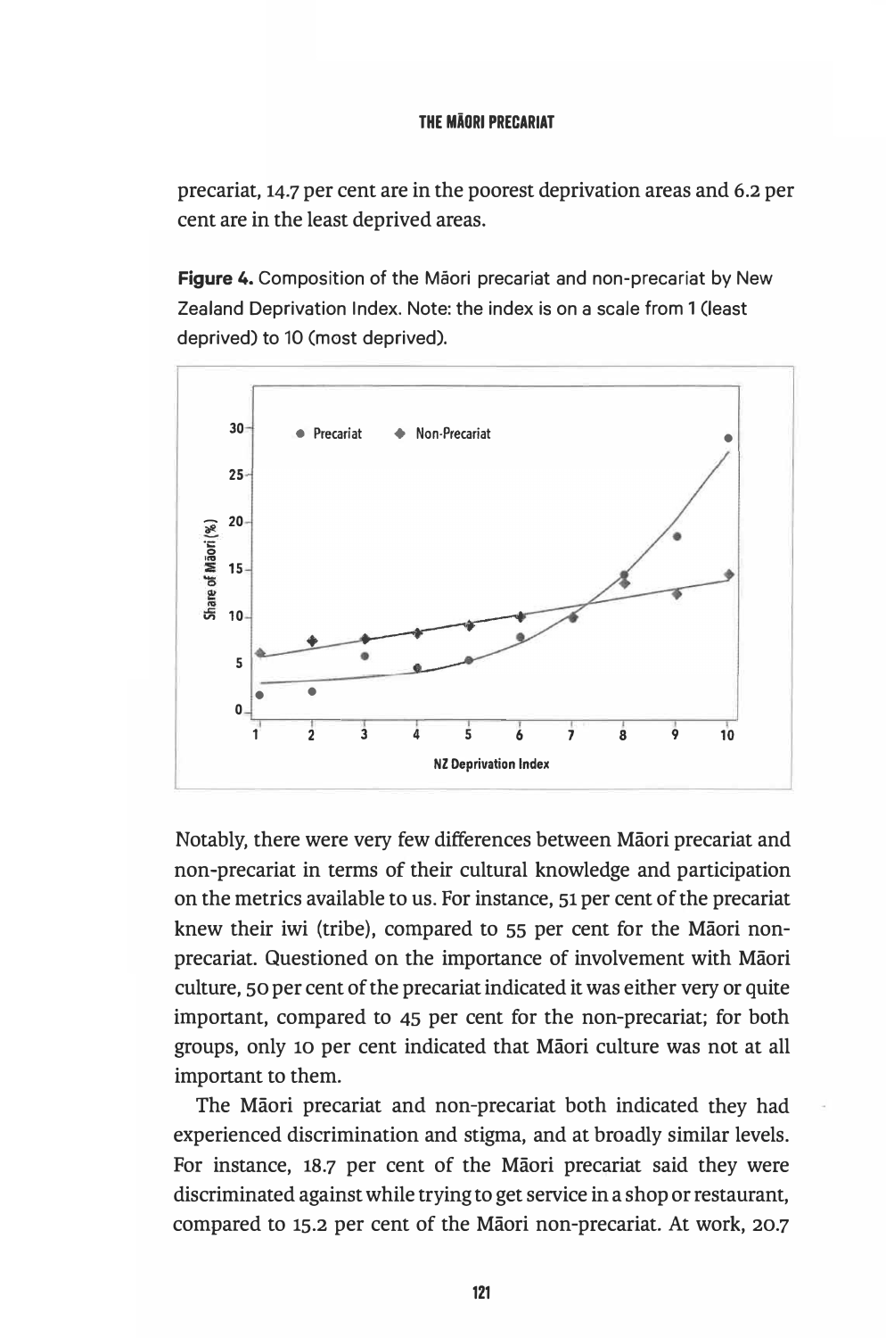precariat, 14.7 per cent are in the poorest deprivation areas and 6.2 per cent are in the least deprived areas.

**Figure 4.** Composition of the Māori precariat and non-precariat by New Zealand Deprivation Index. Note: the index is on a scale from 1 (least deprived) to 10 (most deprived).

Notably, there were very few differences between Māori precariat and non-precariat in terms of their cultural knowledge and participation on the metrics available to us. For instance, 51 per cent of the precariat knew their iwi (tribe), compared to 55 per cent for the Māori non-precariat. Questioned on the importance of involvement with Māori culture, 50 per cent of the precariat indicated it was either very or quite important, compared to 45 per cent for the non-precariat; for both groups, only 10 per cent indicated that Māori culture was not at all important to them.

The Māori precariat and non-precariat both indicated they had experienced discrimination and stigma, and at broadly similar levels. For instance, 18.7 per cent of the Māori precariat said they were discriminated against while trying to get service in a shop or restaurant, compared to 15.2 per cent of the Māori non-precariat. At work, 20.7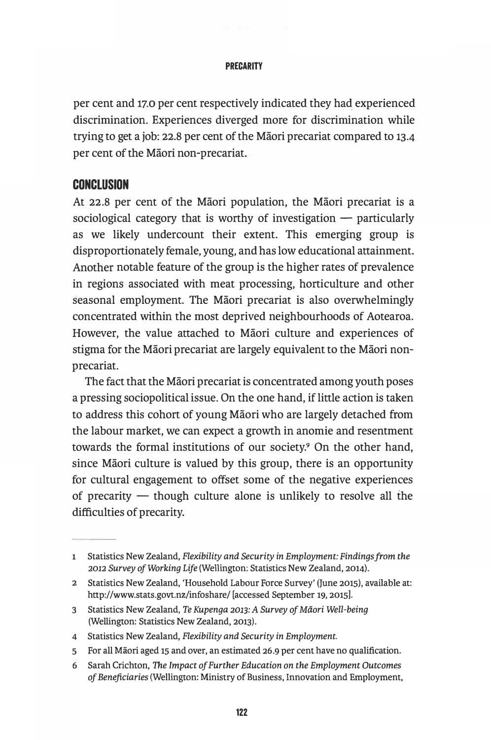per cent and 17.0 per cent respectively indicated they had experienced discrimination. Experiences diverged more for discrimination while trying to get a job: 22.8 per cent of the Māori precariat compared to 13.4 per cent of the Māori non-precariat.

## CONCLUSION

At 22.8 per cent of the Māori population, the Māori precariat is a sociological category that is worthy of investigation — particularly as we likely undercount their extent. This emerging group is disproportionately female, young, and has low educational attainment. Another notable feature of the group is the higher rates of prevalence in regions associated with meat processing, horticulture and other seasonal employment. The Māori precariat is also overwhelmingly concentrated within the most deprived neighbourhoods of Aotearoa. However, the value attached to Māori culture and experiences of stigma for the Māori precariat are largely equivalent to the Māori non-precariat.

The fact that the Māori precariat is concentrated among youth poses a pressing sociopolitical issue. On the one hand, if little action is taken to address this cohort of young Māori who are largely detached from the labour market, we can expect a growth in anomie and resentment towards the formal institutions of our society.[9] On the other hand, since Māori culture is valued by this group, there is an opportunity for cultural engagement to offset some of the negative experiences of precarity — though culture alone is unlikely to resolve all the difficulties of precarity.

---

1 Statistics New Zealand, *Flexibility and Security in Employment: Findings from the 2012 Survey of Working Life* (Wellington: Statistics New Zealand, 2014).

2 Statistics New Zealand, 'Household Labour Force Survey' (June 2015), available at: http://www.stats.govt.nz/infoshare/ [accessed September 19, 2015].

3 Statistics New Zealand, *Te Kupenga 2013: A Survey of Māori Well-being* (Wellington: Statistics New Zealand, 2013).

4 Statistics New Zealand, *Flexibility and Security in Employment*.

5 For all Māori aged 15 and over, an estimated 26.9 per cent have no qualification.

6 Sarah Crichton, *The Impact of Further Education on the Employment Outcomes of Beneficiaries* (Wellington: Ministry of Business, Innovation and Employment,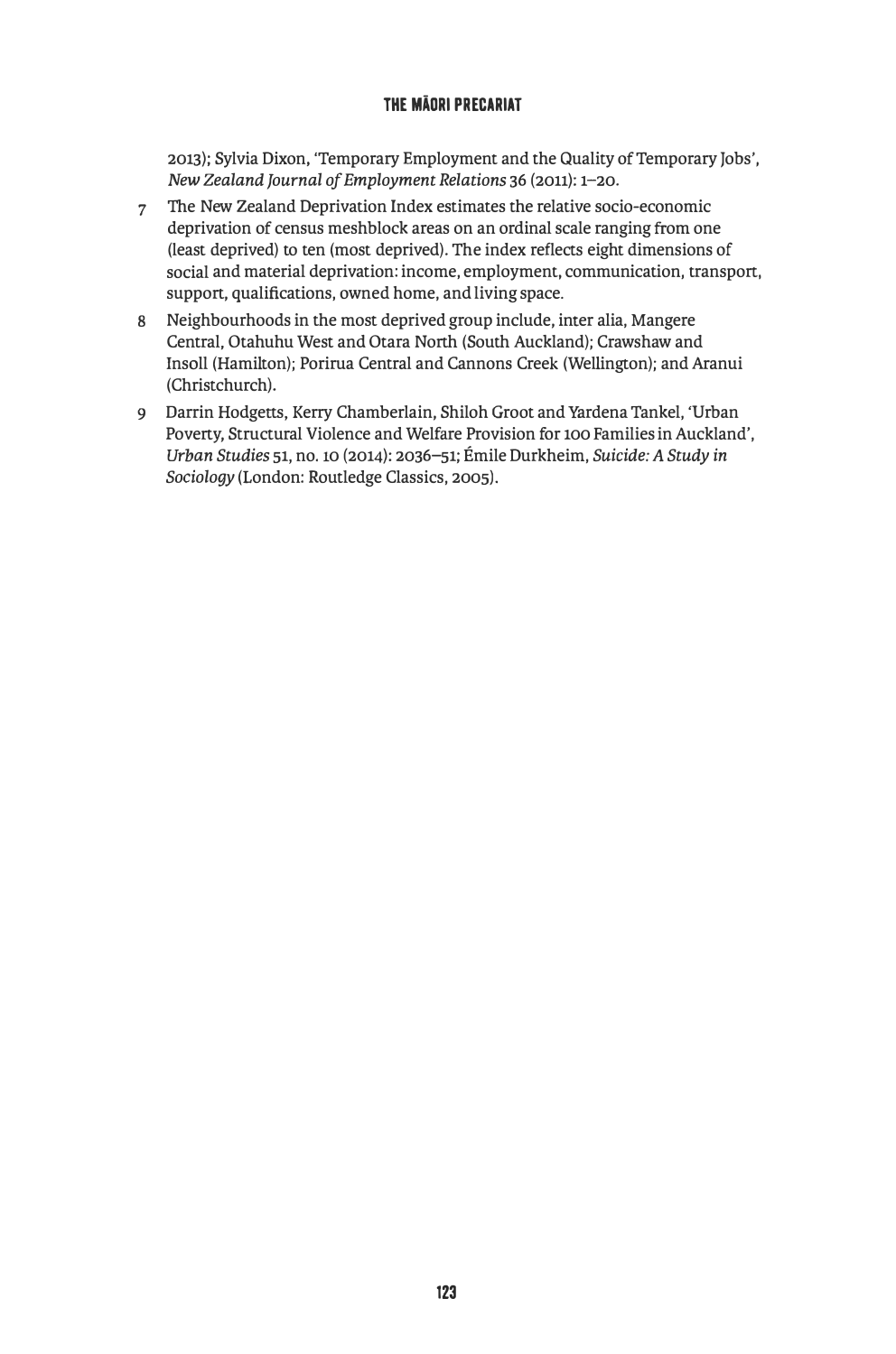2013); Sylvia Dixon, 'Temporary Employment and the Quality of Temporary Jobs', *New Zealand Journal of Employment Relations* 36 (2011): 1–20.

7 The New Zealand Deprivation Index estimates the relative socio-economic deprivation of census meshblock areas on an ordinal scale ranging from one (least deprived) to ten (most deprived). The index reflects eight dimensions of social and material deprivation: income, employment, communication, transport, support, qualifications, owned home, and living space.

8 Neighbourhoods in the most deprived group include, inter alia, Mangere Central, Otahuhu West and Otara North (South Auckland); Crawshaw and Insoll (Hamilton); Porirua Central and Cannons Creek (Wellington); and Aranui (Christchurch).

9 Darrin Hodgetts, Kerry Chamberlain, Shiloh Groot and Yardena Tankel, 'Urban Poverty, Structural Violence and Welfare Provision for 100 Families in Auckland', *Urban Studies* 51, no. 10 (2014): 2036–51; Émile Durkheim, *Suicide: A Study in Sociology* (London: Routledge Classics, 2005).